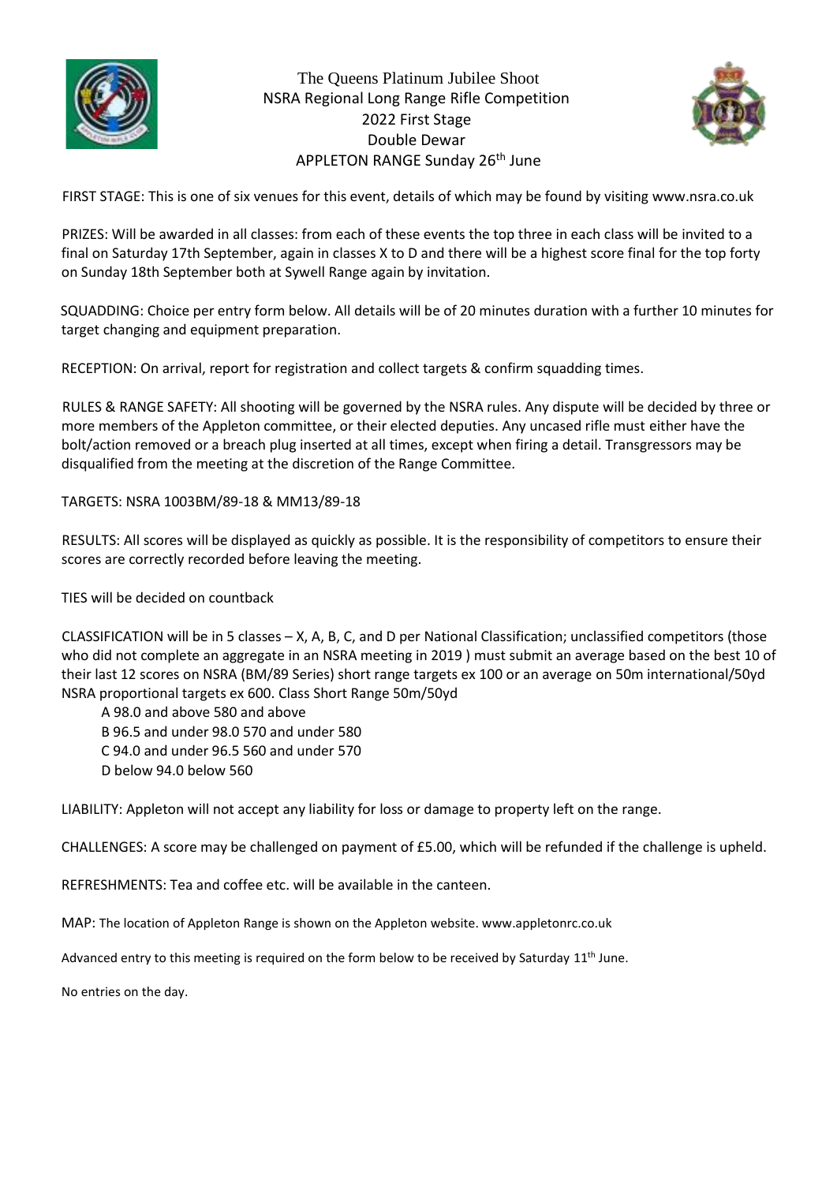# The Queens Platinum Jubilee Shoot
## NSRA Regional Long Range Rifle Competition
## 2022 First Stage
## Double Dewar
## APPLETON RANGE Sunday 26th June

FIRST STAGE: This is one of six venues for this event, details of which may be found by visiting www.nsra.co.uk

PRIZES: Will be awarded in all classes: from each of these events the top three in each class will be invited to a final on Saturday 17th September, again in classes X to D and there will be a highest score final for the top forty on Sunday 18th September both at Sywell Range again by invitation.

SQUADDING: Choice per entry form below. All details will be of 20 minutes duration with a further 10 minutes for target changing and equipment preparation.

RECEPTION: On arrival, report for registration and collect targets & confirm squadding times.

RULES & RANGE SAFETY: All shooting will be governed by the NSRA rules. Any dispute will be decided by three or more members of the Appleton committee, or their elected deputies. Any uncased rifle must either have the bolt/action removed or a breach plug inserted at all times, except when firing a detail. Transgressors may be disqualified from the meeting at the discretion of the Range Committee.

TARGETS: NSRA 1003BM/89-18 & MM13/89-18

RESULTS: All scores will be displayed as quickly as possible. It is the responsibility of competitors to ensure their scores are correctly recorded before leaving the meeting.

TIES will be decided on countback

CLASSIFICATION will be in 5 classes – X, A, B, C, and D per National Classification; unclassified competitors (those who did not complete an aggregate in an NSRA meeting in 2019 ) must submit an average based on the best 10 of their last 12 scores on NSRA (BM/89 Series) short range targets ex 100 or an average on 50m international/50yd NSRA proportional targets ex 600. Class Short Range 50m/50yd

A 98.0 and above 580 and above
B 96.5 and under 98.0 570 and under 580
C 94.0 and under 96.5 560 and under 570
D below 94.0 below 560

LIABILITY: Appleton will not accept any liability for loss or damage to property left on the range.

CHALLENGES: A score may be challenged on payment of £5.00, which will be refunded if the challenge is upheld.

REFRESHMENTS: Tea and coffee etc. will be available in the canteen.

MAP: The location of Appleton Range is shown on the Appleton website. www.appletonrc.co.uk

Advanced entry to this meeting is required on the form below to be received by Saturday 11th June.

No entries on the day.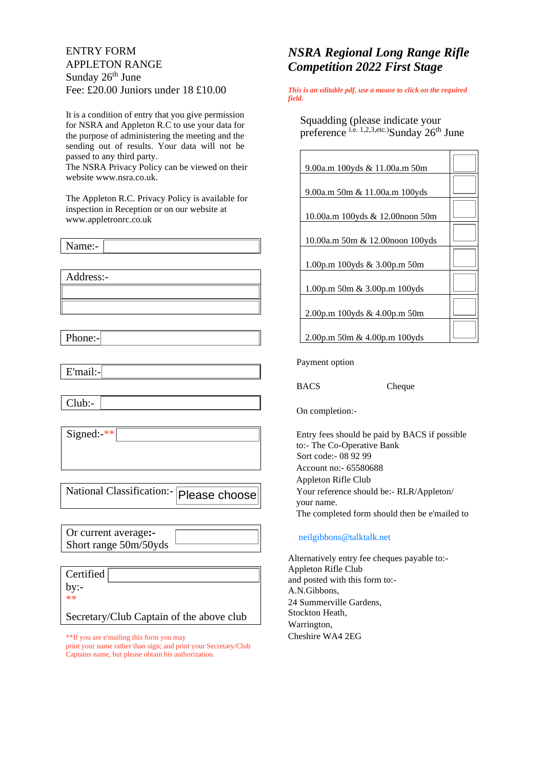ENTRY FORM
APPLETON RANGE
Sunday 26th June
Fee: £20.00 Juniors under 18 £10.00

It is a condition of entry that you give permission for NSRA and Appleton R.C to use your data for the purpose of administering the meeting and the sending out of results. Your data will not be passed to any third party.
The NSRA Privacy Policy can be viewed on their website www.nsra.co.uk.

The Appleton R.C. Privacy Policy is available for inspection in Reception or on our website at www.appletronrc.co.uk

Name:-

Address:-

Phone:-

E'mail:-

Club:-

Signed:-**

National Classification:- Please choose

Or current average:-
Short range 50m/50yds

Certified by:-
**

Secretary/Club Captain of the above club

**If you are e'mailing this form you may print your name rather than sign; and print your Secretary/Club Captains name, but please obtain his authorization.

## *NSRA Regional Long Range Rifle Competition 2022 First Stage*

*This is an editable pdf. use a mouse to click on the required field.*

Squadding (please indicate your preference i.e. 1,2,3,etc.) Sunday 26th June

| | |
|---|---|
| 9.00a.m 100yds & 11.00a.m 50m | |
| 9.00a.m 50m & 11.00a.m 100yds | |
| 10.00a.m 100yds & 12.00noon 50m | |
| 10.00a.m 50m & 12.00noon 100yds | |
| 1.00p.m 100yds & 3.00p.m 50m | |
| 1.00p.m 50m & 3.00p.m 100yds | |
| 2.00p.m 100yds & 4.00p.m 50m | |
| 2.00p.m 50m & 4.00p.m 100yds | |

Payment option

BACS Cheque

On completion:-

Entry fees should be paid by BACS if possible to:- The Co-Operative Bank
Sort code:- 08 92 99
Account no:- 65580688
Appleton Rifle Club
Your reference should be:- RLR/Appleton/ your name.
The completed form should then be e'mailed to

neilgibbons@talktalk.net

Alternatively entry fee cheques payable to:-
Appleton Rifle Club
and posted with this form to:-
A.N.Gibbons,
24 Summerville Gardens,
Stockton Heath,
Warrington,
Cheshire WA4 2EG